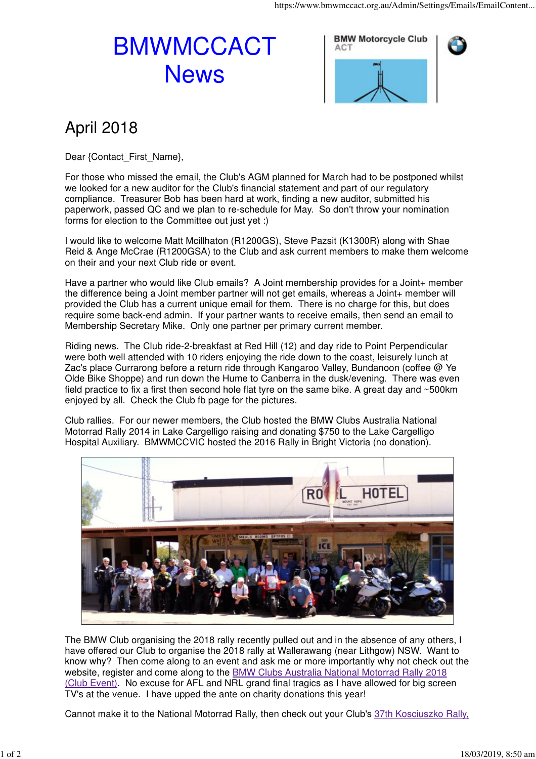# BMWMCCACT News

## April 2018

Dear {Contact_First_Name},

For those who missed the email, the Club's AGM planned for March had to be postponed whilst we looked for a new auditor for the Club's financial statement and part of our regulatory compliance. Treasurer Bob has been hard at work, finding a new auditor, submitted his paperwork, passed QC and we plan to re-schedule for May. So don't throw your nomination forms for election to the Committee out just yet :)

I would like to welcome Matt Mcillhaton (R1200GS), Steve Pazsit (K1300R) along with Shae Reid & Ange McCrae (R1200GSA) to the Club and ask current members to make them welcome on their and your next Club ride or event.

Have a partner who would like Club emails? A Joint membership provides for a Joint+ member the difference being a Joint member partner will not get emails, whereas a Joint+ member will provided the Club has a current unique email for them. There is no charge for this, but does require some back-end admin. If your partner wants to receive emails, then send an email to Membership Secretary Mike. Only one partner per primary current member.

Riding news. The Club ride-2-breakfast at Red Hill (12) and day ride to Point Perpendicular were both well attended with 10 riders enjoying the ride down to the coast, leisurely lunch at Zac's place Currarong before a return ride through Kangaroo Valley, Bundanoon (coffee @ Ye Olde Bike Shoppe) and run down the Hume to Canberra in the dusk/evening. There was even field practice to fix a first then second hole flat tyre on the same bike. A great day and ~500km enjoyed by all. Check the Club fb page for the pictures.

Club rallies. For our newer members, the Club hosted the BMW Clubs Australia National Motorrad Rally 2014 in Lake Cargelligo raising and donating $750 to the Lake Cargelligo Hospital Auxiliary. BMWMCCVIC hosted the 2016 Rally in Bright Victoria (no donation).

The BMW Club organising the 2018 rally recently pulled out and in the absence of any others, I have offered our Club to organise the 2018 rally at Wallerawang (near Lithgow) NSW. Want to know why? Then come along to an event and ask me or more importantly why not check out the website, register and come along to the BMW Clubs Australia National Motorrad Rally 2018 (Club Event). No excuse for AFL and NRL grand final tragics as I have allowed for big screen TV's at the venue. I have upped the ante on charity donations this year!

Cannot make it to the National Motorrad Rally, then check out your Club's 37th Kosciuszko Rally,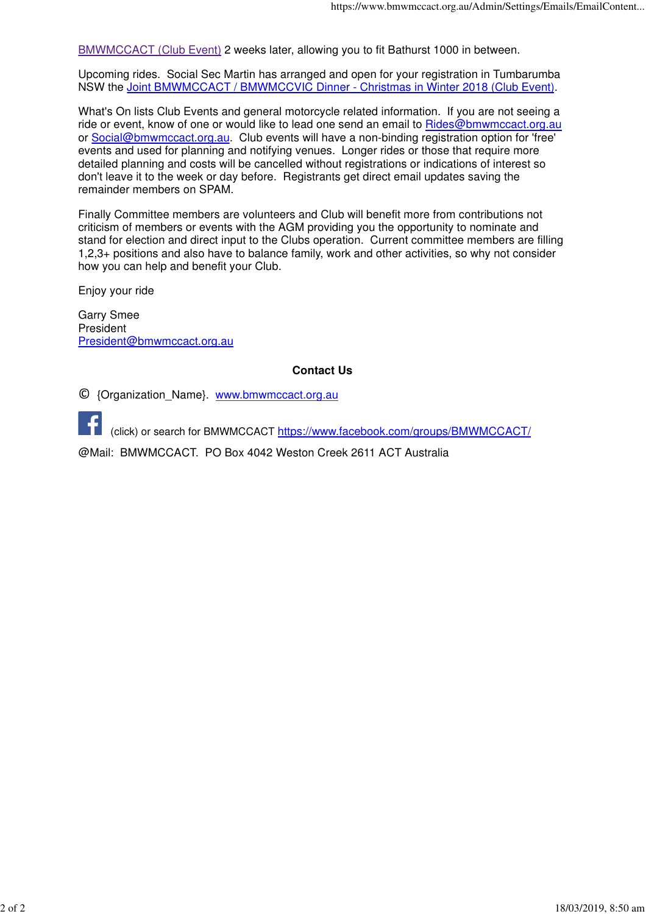BMWMCCACT (Club Event) 2 weeks later, allowing you to fit Bathurst 1000 in between.

Upcoming rides. Social Sec Martin has arranged and open for your registration in Tumbarumba NSW the Joint BMWMCCACT / BMWMCCVIC Dinner - Christmas in Winter 2018 (Club Event).

What's On lists Club Events and general motorcycle related information. If you are not seeing a ride or event, know of one or would like to lead one send an email to Rides@bmwmccact.org.au or Social@bmwmccact.org.au. Club events will have a non-binding registration option for 'free' events and used for planning and notifying venues. Longer rides or those that require more detailed planning and costs will be cancelled without registrations or indications of interest so don't leave it to the week or day before. Registrants get direct email updates saving the remainder members on SPAM.

Finally Committee members are volunteers and Club will benefit more from contributions not criticism of members or events with the AGM providing you the opportunity to nominate and stand for election and direct input to the Clubs operation. Current committee members are filling 1,2,3+ positions and also have to balance family, work and other activities, so why not consider how you can help and benefit your Club.

Enjoy your ride

Garry Smee
President
President@bmwmccact.org.au

**Contact Us**

© {Organization_Name}. www.bmwmccact.org.au

(click) or search for BMWMCCACT https://www.facebook.com/groups/BMWMCCACT/

@Mail: BMWMCCACT. PO Box 4042 Weston Creek 2611 ACT Australia